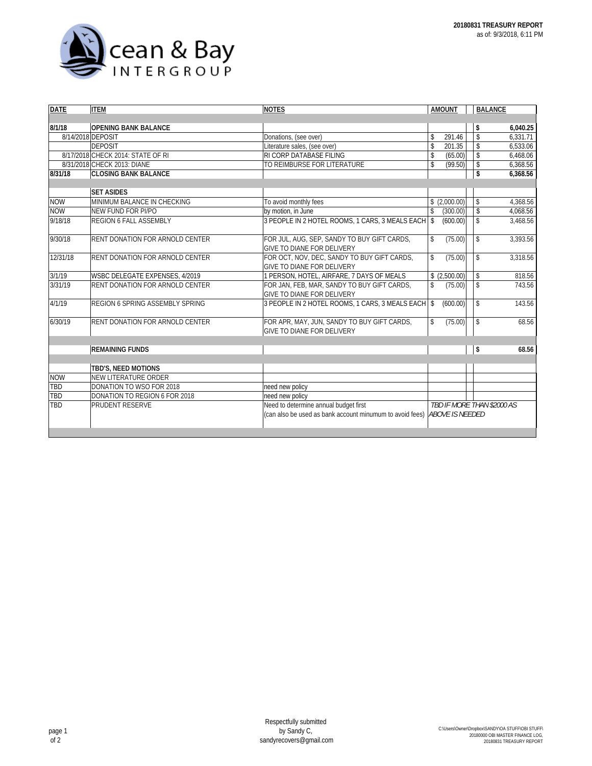**20180831 TREASURY REPORT**
as of: 9/3/2018, 6:11 PM

Ocean & Bay INTERGROUP

| DATE | ITEM | NOTES | AMOUNT | BALANCE |
|---|---|---|---|---|
| **8/1/18** | **OPENING BANK BALANCE** | | | **$ 6,040.25** |
| 8/14/2018 | DEPOSIT | Donations, (see over) | $ 291.46 | $ 6,331.71 |
| | DEPOSIT | Literature sales, (see over) | $ 201.35 | $ 6,533.06 |
| 8/17/2018 | CHECK 2014: STATE OF RI | RI CORP DATABASE FILING | $ (65.00) | $ 6,468.06 |
| 8/31/2018 | CHECK 2013: DIANE | TO REIMBURSE FOR LITERATURE | $ (99.50) | $ 6,368.56 |
| **8/31/18** | **CLOSING BANK BALANCE** | | | **$ 6,368.56** |
| | **SET ASIDES** | | | |
| NOW | MINIMUM BALANCE IN CHECKING | To avoid monthly fees | $ (2,000.00) | $ 4,368.56 |
| NOW | NEW FUND FOR PI/PO | by motion, in June | $ (300.00) | $ 4,068.56 |
| 9/18/18 | REGION 6 FALL ASSEMBLY | 3 PEOPLE IN 2 HOTEL ROOMS, 1 CARS, 3 MEALS EACH | $ (600.00) | $ 3,468.56 |
| 9/30/18 | RENT DONATION FOR ARNOLD CENTER | FOR JUL, AUG, SEP, SANDY TO BUY GIFT CARDS, GIVE TO DIANE FOR DELIVERY | $ (75.00) | $ 3,393.56 |
| 12/31/18 | RENT DONATION FOR ARNOLD CENTER | FOR OCT, NOV, DEC, SANDY TO BUY GIFT CARDS, GIVE TO DIANE FOR DELIVERY | $ (75.00) | $ 3,318.56 |
| 3/1/19 | WSBC DELEGATE EXPENSES, 4/2019 | 1 PERSON, HOTEL, AIRFARE, 7 DAYS OF MEALS | $ (2,500.00) | $ 818.56 |
| 3/31/19 | RENT DONATION FOR ARNOLD CENTER | FOR JAN, FEB, MAR, SANDY TO BUY GIFT CARDS, GIVE TO DIANE FOR DELIVERY | $ (75.00) | $ 743.56 |
| 4/1/19 | REGION 6 SPRING ASSEMBLY SPRING | 3 PEOPLE IN 2 HOTEL ROOMS, 1 CARS, 3 MEALS EACH | $ (600.00) | $ 143.56 |
| 6/30/19 | RENT DONATION FOR ARNOLD CENTER | FOR APR, MAY, JUN, SANDY TO BUY GIFT CARDS, GIVE TO DIANE FOR DELIVERY | $ (75.00) | $ 68.56 |
| | **REMAINING FUNDS** | | | **$ 68.56** |
| | **TBD'S, NEED MOTIONS** | | | |
| NOW | NEW LITERATURE ORDER | | | |
| TBD | DONATION TO WSO FOR 2018 | need new policy | | |
| TBD | DONATION TO REGION 6 FOR 2018 | need new policy | | |
| TBD | PRUDENT RESERVE | Need to determine annual budget first (can also be used as bank account minumum to avoid fees) | *TBD IF MORE THAN $2000 AS ABOVE IS NEEDED* | |

Respectfully submitted
by Sandy C,
sandyrecovers@gmail.com

C:\Users\Owner\Dropbox\SANDY\OA STUFF\OBI STUFF\20180000 OBI MASTER FINANCE LOG, 20180831 TREASURY REPORT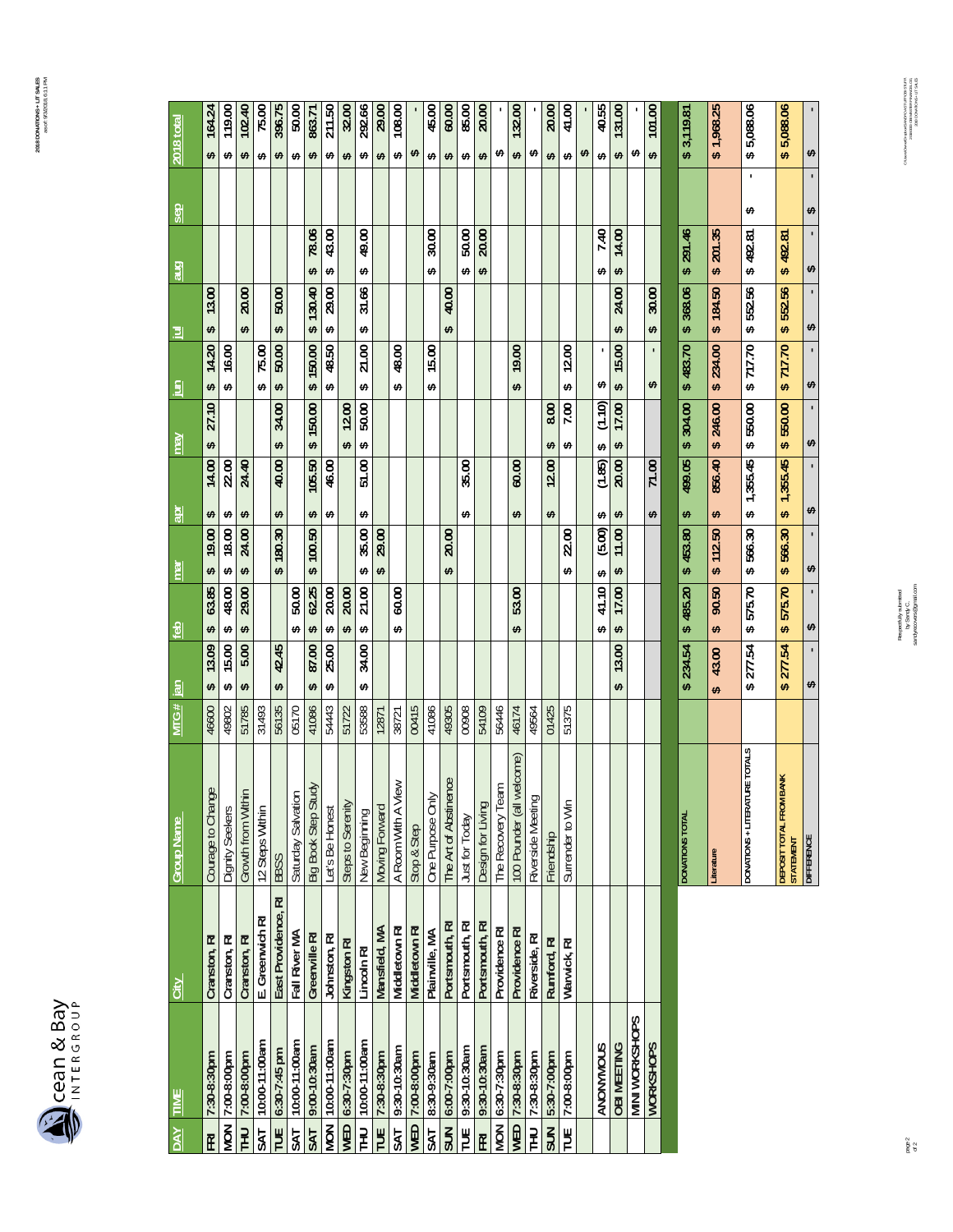# Ocean & Bay INTERGROUP

| DAY | TIME | City | Group Name | MTG # | jan | feb | mar | apr | may | jun | jul | aug | sep | 2018 total |
|---|---|---|---|---|---|---|---|---|---|---|---|---|---|---|
| FRI | 7:30-8:30pm | Cranston, RI | Courage to Change | 46600 | $ 13.09 | $ 63.85 | $ 19.00 | $ 14.00 | $ 27.10 | $ 14.20 | $ 13.00 | | | $ 164.24 |
| MON | 7:00-8:00pm | Cranston, RI | Dignity Seekers | 49802 | $ 15.00 | $ 48.00 | $ 18.00 | $ 22.00 | | $ 16.00 | | | | $ 119.00 |
| THU | 7:00-8:00pm | Cranston, RI | Growth from Within | 51785 | $ 5.00 | $ 29.00 | $ 24.00 | $ 24.40 | | | $ 20.00 | | | $ 102.40 |
| SAT | 10:00-11:00am | E. Greenwich RI | 12 Steps Within | 31493 | | | | | | $ 75.00 | | | | $ 75.00 |
| TUE | 6:30-7:45 pm | East Providence, RI | BBSS | 56135 | $ 42.45 | | $ 180.30 | $ 40.00 | $ 34.00 | $ 50.00 | $ 50.00 | | | $ 396.75 |
| SAT | 10:00-11:00am | Fall River MA | Saturday Salvation | 05170 | | $ 50.00 | | | | | | | | $ 50.00 |
| SAT | 9:00-10:30am | Greenville RI | Big Book Step Study | 41086 | $ 87.00 | $ 62.25 | $ 100.50 | $ 105.50 | $ 150.00 | $ 150.00 | $ 130.40 | $ 78.06 | | $ 863.71 |
| MON | 10:00-11:00am | Johnston, RI | Let's Be Honest | 54443 | $ 25.00 | $ 20.00 | | $ 46.00 | | $ 48.50 | $ 29.00 | $ 43.00 | | $ 211.50 |
| WED | 6:30-7:30pm | Kingston RI | Steps to Serenity | 51722 | | $ 20.00 | | | $ 12.00 | | | | | $ 32.00 |
| THU | 10:00-11:00am | Lincoln RI | New Beginning | 53588 | $ 34.00 | $ 21.00 | $ 35.00 | $ 51.00 | $ 50.00 | $ 21.00 | $ 31.66 | $ 49.00 | | $ 292.66 |
| TUE | 7:30-8:30pm | Mansfield, MA | Moving Forward | 12871 | | | $ 29.00 | | | | | | | $ 29.00 |
| SAT | 9:30-10:30am | Middletown RI | A Room With A View | 38721 | | $ 60.00 | | | | $ 48.00 | | | | $ 108.00 |
| WED | 7:00-8:00pm | Middletown RI | Stop & Step | 00415 | | | | | | | | | | $ - |
| SAT | 8:30-9:30am | Plainville, MA | One Purpose Only | 41086 | | | | | | $ 15.00 | | $ 30.00 | | $ 45.00 |
| SUN | 6:00-7:00pm | Portsmouth, RI | The Art of Abstinence | 49305 | | | $ 20.00 | | | | $ 40.00 | | | $ 60.00 |
| TUE | 9:30-10:30am | Portsmouth, RI | Just for Today | 00908 | | | | $ 35.00 | | | | $ 50.00 | | $ 85.00 |
| FRI | 9:30-10:30am | Portsmouth RI | Design for Living | 54109 | | | | | | | | $ 20.00 | | $ 20.00 |
| MON | 6:30-7:30pm | Providence RI | The Recovery Team | 56446 | | | | | | | | | | $ - |
| WED | 7:30-8:30pm | Providence RI | 100 Pounder (all welcome) | 46174 | | $ 53.00 | | $ 60.00 | | $ 19.00 | | | | $ 132.00 |
| THU | 7:30-8:30pm | Riverside, RI | Riverside Meeting | 49564 | | | | | | | | | | $ - |
| SUN | 5:30-7:00pm | Rumford, RI | Friendship | 01425 | | | | $ 12.00 | $ 8.00 | | | | | $ 20.00 |
| TUE | 7:00-8:00pm | Warwick, RI | Surrender to Win | 51375 | | | $ 22.00 | | $ 7.00 | $ 12.00 | | | | $ 41.00 |
| | | | | | | | | | | | | | | $ - |
| | ANONYMOUS | | | | | $ 41.10 | $ (5.00) | $ (1.85) | $ (1.10) | $ - | | $ 7.40 | | $ 40.55 |
| | OBI MEETING | | | | $ 13.00 | $ 17.00 | $ 11.00 | $ 20.00 | $ 17.00 | $ 15.00 | $ 24.00 | $ 14.00 | | $ 131.00 |
| | MINI WORKSHOPS | | | | | | | | | | | | | $ - |
| | WORKSHOPS | | | | | | | $ 71.00 | | $ - | $ 30.00 | | | $ 101.00 |
| | | | DONATIONS TOTAL | | $ 234.54 | $ 485.20 | $ 453.80 | $ 499.05 | $ 304.00 | $ 483.70 | $ 368.06 | $ 291.46 | | $ 3,119.81 |
| | | | Literature | | $ 43.00 | $ 90.50 | $ 112.50 | $ 856.40 | $ 246.00 | $ 234.00 | $ 184.50 | $ 201.35 | | $ 1,968.25 |
| | | | DONATIONS + LITERATURE TOTALS | | $ 277.54 | $ 575.70 | $ 566.30 | $ 1,355.45 | $ 550.00 | $ 717.70 | $ 552.56 | $ 492.81 | $ - | $ 5,088.06 |
| | | | DEPOSIT TOTAL FROM BANK STATEMENT | | $ 277.54 | $ 575.70 | $ 566.30 | $ 1,355.45 | $ 550.00 | $ 717.70 | $ 552.56 | $ 492.81 | | $ 5,088.06 |
| | | | DIFFERENCE | | $ - | $ - | $ - | $ - | $ - | $ - | $ - | $ - | $ - | $ - |

Respectfully submitted
by Sandy C.
sandyeccowes@gmail.com